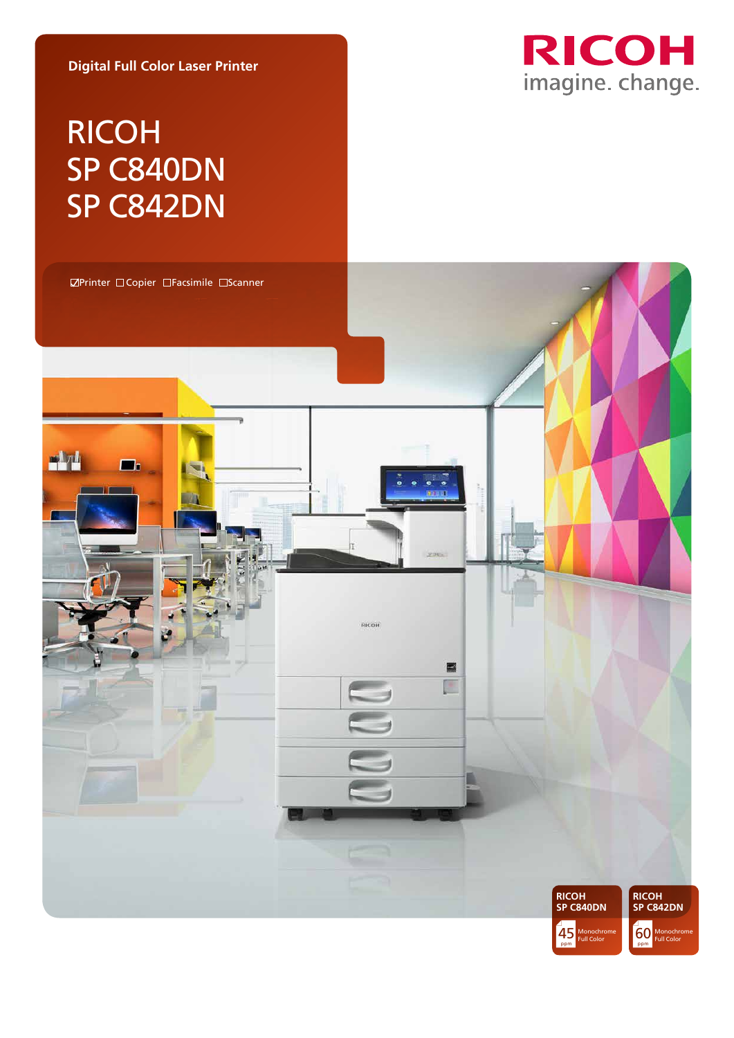Digital Full Color Laser Printer

# RICOH SP C840DN SP C842DN

RICOH
imagine. change.

☑Printer ☐Copier ☐Facsimile ☐Scanner

RICOH SP C840DN
45 ppm Monochrome Full Color

RICOH SP C842DN
60 ppm Monochrome Full Color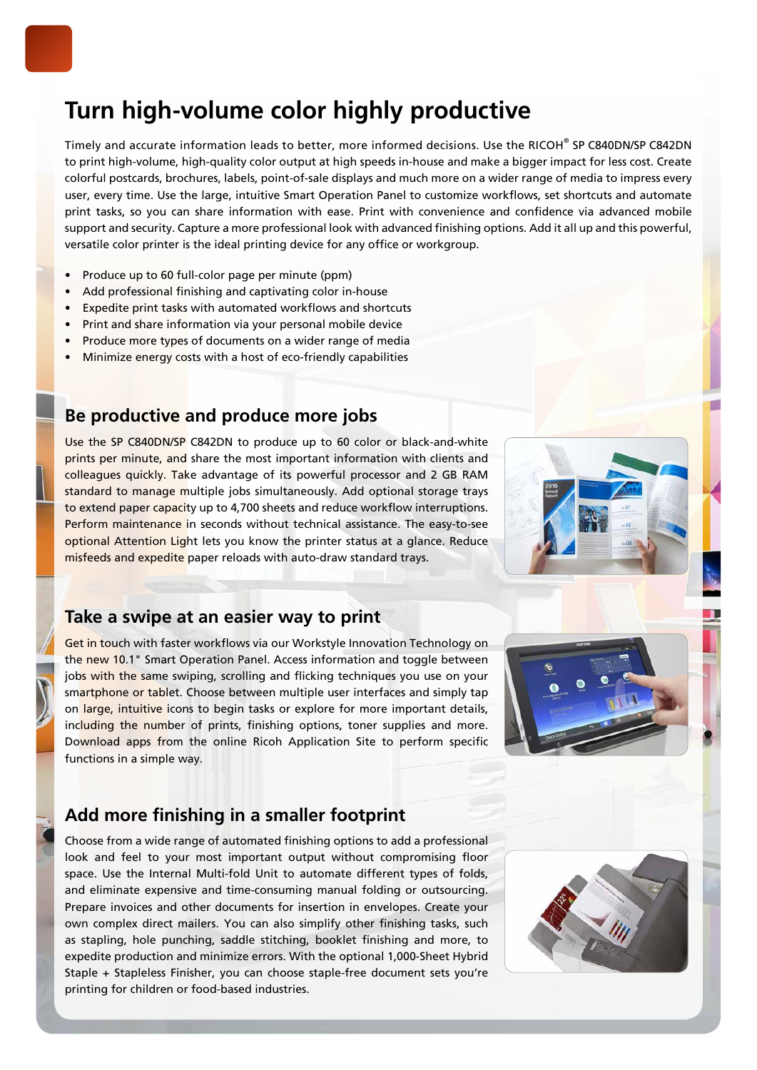# Turn high-volume color highly productive

Timely and accurate information leads to better, more informed decisions. Use the RICOH® SP C840DN/SP C842DN to print high-volume, high-quality color output at high speeds in-house and make a bigger impact for less cost. Create colorful postcards, brochures, labels, point-of-sale displays and much more on a wider range of media to impress every user, every time. Use the large, intuitive Smart Operation Panel to customize workflows, set shortcuts and automate print tasks, so you can share information with ease. Print with convenience and confidence via advanced mobile support and security. Capture a more professional look with advanced finishing options. Add it all up and this powerful, versatile color printer is the ideal printing device for any office or workgroup.

- Produce up to 60 full-color page per minute (ppm)
- Add professional finishing and captivating color in-house
- Expedite print tasks with automated workflows and shortcuts
- Print and share information via your personal mobile device
- Produce more types of documents on a wider range of media
- Minimize energy costs with a host of eco-friendly capabilities

## Be productive and produce more jobs

Use the SP C840DN/SP C842DN to produce up to 60 color or black-and-white prints per minute, and share the most important information with clients and colleagues quickly. Take advantage of its powerful processor and 2 GB RAM standard to manage multiple jobs simultaneously. Add optional storage trays to extend paper capacity up to 4,700 sheets and reduce workflow interruptions. Perform maintenance in seconds without technical assistance. The easy-to-see optional Attention Light lets you know the printer status at a glance. Reduce misfeeds and expedite paper reloads with auto-draw standard trays.

## Take a swipe at an easier way to print

Get in touch with faster workflows via our Workstyle Innovation Technology on the new 10.1" Smart Operation Panel. Access information and toggle between jobs with the same swiping, scrolling and flicking techniques you use on your smartphone or tablet. Choose between multiple user interfaces and simply tap on large, intuitive icons to begin tasks or explore for more important details, including the number of prints, finishing options, toner supplies and more. Download apps from the online Ricoh Application Site to perform specific functions in a simple way.

## Add more finishing in a smaller footprint

Choose from a wide range of automated finishing options to add a professional look and feel to your most important output without compromising floor space. Use the Internal Multi-fold Unit to automate different types of folds, and eliminate expensive and time-consuming manual folding or outsourcing. Prepare invoices and other documents for insertion in envelopes. Create your own complex direct mailers. You can also simplify other finishing tasks, such as stapling, hole punching, saddle stitching, booklet finishing and more, to expedite production and minimize errors. With the optional 1,000-Sheet Hybrid Staple + Stapleless Finisher, you can choose staple-free document sets you're printing for children or food-based industries.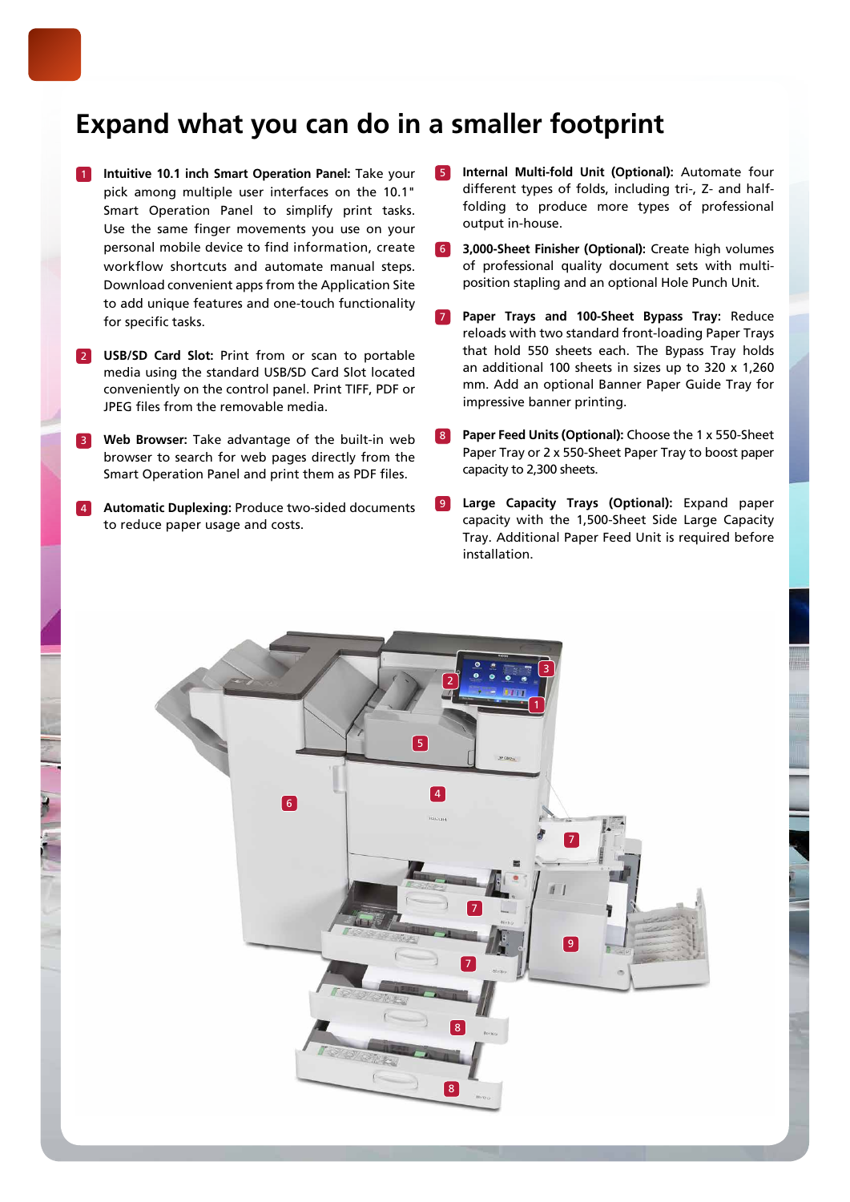# Expand what you can do in a smaller footprint

1. **Intuitive 10.1 inch Smart Operation Panel:** Take your pick among multiple user interfaces on the 10.1" Smart Operation Panel to simplify print tasks. Use the same finger movements you use on your personal mobile device to find information, create workflow shortcuts and automate manual steps. Download convenient apps from the Application Site to add unique features and one-touch functionality for specific tasks.

2. **USB/SD Card Slot:** Print from or scan to portable media using the standard USB/SD Card Slot located conveniently on the control panel. Print TIFF, PDF or JPEG files from the removable media.

3. **Web Browser:** Take advantage of the built-in web browser to search for web pages directly from the Smart Operation Panel and print them as PDF files.

4. **Automatic Duplexing:** Produce two-sided documents to reduce paper usage and costs.

5. **Internal Multi-fold Unit (Optional):** Automate four different types of folds, including tri-, Z- and half-folding to produce more types of professional output in-house.

6. **3,000-Sheet Finisher (Optional):** Create high volumes of professional quality document sets with multi-position stapling and an optional Hole Punch Unit.

7. **Paper Trays and 100-Sheet Bypass Tray:** Reduce reloads with two standard front-loading Paper Trays that hold 550 sheets each. The Bypass Tray holds an additional 100 sheets in sizes up to 320 x 1,260 mm. Add an optional Banner Paper Guide Tray for impressive banner printing.

8. **Paper Feed Units (Optional):** Choose the 1 x 550-Sheet Paper Tray or 2 x 550-Sheet Paper Tray to boost paper capacity to 2,300 sheets.

9. **Large Capacity Trays (Optional):** Expand paper capacity with the 1,500-Sheet Side Large Capacity Tray. Additional Paper Feed Unit is required before installation.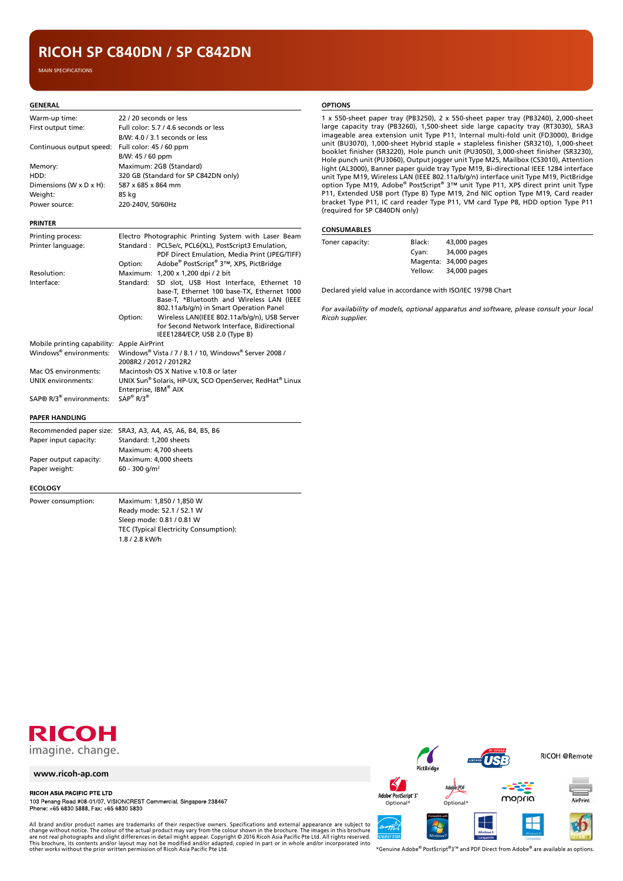# RICOH SP C840DN / SP C842DN

MAIN SPECIFICATIONS

## GENERAL

| | |
|---|---|
| Warm-up time: | 22 / 20 seconds or less |
| First output time: | Full color: 5.7 / 4.6 seconds or less |
| | B/W: 4.0 / 3.1 seconds or less |
| Continuous output speed: | Full color: 45 / 60 ppm |
| | B/W: 45 / 60 ppm |
| Memory: | Maximum: 2GB (Standard) |
| HDD: | 320 GB (Standard for SP C842DN only) |
| Dimensions (W x D x H): | 587 x 685 x 864 mm |
| Weight: | 85 kg |
| Power source: | 220-240V, 50/60Hz |

## PRINTER

| | | |
|---|---|---|
| Printing process: | Electro Photographic Printing System with Laser Beam | |
| Printer language: | Standard : | PCL5e/c, PCL6(XL), PostScript3 Emulation, PDF Direct Emulation, Media Print (JPEG/TIFF) |
| | Option: | Adobe® PostScript® 3™, XPS, PictBridge |
| Resolution: | Maximum: | 1,200 x 1,200 dpi / 2 bit |
| Interface: | Standard: | SD slot, USB Host Interface, Ethernet 10 base-T, Ethernet 100 base-TX, Ethernet 1000 Base-T, *Bluetooth and Wireless LAN (IEEE 802.11a/b/g/n) in Smart Operation Panel |
| | Option: | Wireless LAN(IEEE 802.11a/b/g/n), USB Server for Second Network Interface, Bidirectional IEEE1284/ECP, USB 2.0 (Type B) |
| Mobile printing capability: | Apple AirPrint | |
| Windows® environments: | Windows® Vista / 7 / 8.1 / 10, Windows® Server 2008 / 2008R2 / 2012 / 2012R2 | |
| Mac OS environments: | Macintosh OS X Native v.10.8 or later | |
| UNIX environments: | UNIX Sun® Solaris, HP-UX, SCO OpenServer, RedHat® Linux Enterprise, IBM® AIX | |
| SAP® R/3® environments: | SAP® R/3® | |

## PAPER HANDLING

| | |
|---|---|
| Recommended paper size: | SRA3, A3, A4, A5, A6, B4, B5, B6 |
| Paper input capacity: | Standard: 1,200 sheets |
| | Maximum: 4,700 sheets |
| Paper output capacity: | Maximum: 4,000 sheets |
| Paper weight: | 60 - 300 g/m² |

## ECOLOGY

| | |
|---|---|
| Power consumption: | Maximum: 1,850 / 1,850 W |
| | Ready mode: 52.1 / 52.1 W |
| | Sleep mode: 0.81 / 0.81 W |
| | TEC (Typical Electricity Consumption): 1.8 / 2.8 kW/h |

## OPTIONS

1 x 550-sheet paper tray (PB3250), 2 x 550-sheet paper tray (PB3240), 2,000-sheet large capacity tray (PB3260), 1,500-sheet side large capacity tray (RT3030), SRA3 imageable area extension unit Type P11, Internal multi-fold unit (FD3000), Bridge unit (BU3070), 1,000-sheet Hybrid staple + stapleless finisher (SR3210), 1,000-sheet booklet finisher (SR3220), Hole punch unit (PU3050), 3,000-sheet finisher (SR3230), Hole punch unit (PU3060), Output jogger unit Type M25, Mailbox (CS3010), Attention light (AL3000), Banner paper guide tray Type M19, Bi-directional IEEE 1284 interface unit Type M19, Wireless LAN (IEEE 802.11a/b/g/n) interface unit Type M19, PictBridge option Type M19, Adobe® PostScript® 3™ unit Type P11, XPS direct print unit Type P11, Extended USB port (Type B) Type M19, 2nd NIC option Type M19, Card reader bracket Type P11, IC card reader Type P11, VM card Type P8, HDD option Type P11 (required for SP C840DN only)

## CONSUMABLES

| | | |
|---|---|---|
| Toner capacity: | Black: | 43,000 pages |
| | Cyan: | 34,000 pages |
| | Magenta: | 34,000 pages |
| | Yellow: | 34,000 pages |

Declared yield value in accordance with ISO/IEC 19798 Chart

*For availability of models, optional apparatus and software, please consult your local Ricoh supplier.*

RICOH
imagine. change.

www.ricoh-ap.com

**RICOH ASIA PACIFIC PTE LTD**
103 Penang Road #08-01/07, VISIONCREST Commercial, Singapore 238467
Phone: +65 6830 5888, Fax: +65 6830 5830

All brand and/or product names are trademarks of their respective owners. Specifications and external appearance are subject to change without notice. The colour of the actual product may vary from the colour shown in the brochure. The images in this brochure are not real photographs and slight differences in detail might appear. Copyright © 2016 Ricoh Asia Pacific Pte Ltd. All rights reserved. This brochure, its contents and/or layout may not be modified and/or adapted, copied in part or in whole and/or incorporated into other works without the prior written permission of Ricoh Asia Pacific Pte Ltd.

PictBridge
HI-SPEED CERTIFIED USB
RICOH @Remote
Adobe PostScript 3 Optional*
Adobe PDF Optional*
mopria
AirPrint

*Genuine Adobe® PostScript®3™ and PDF Direct from Adobe® are available as options.